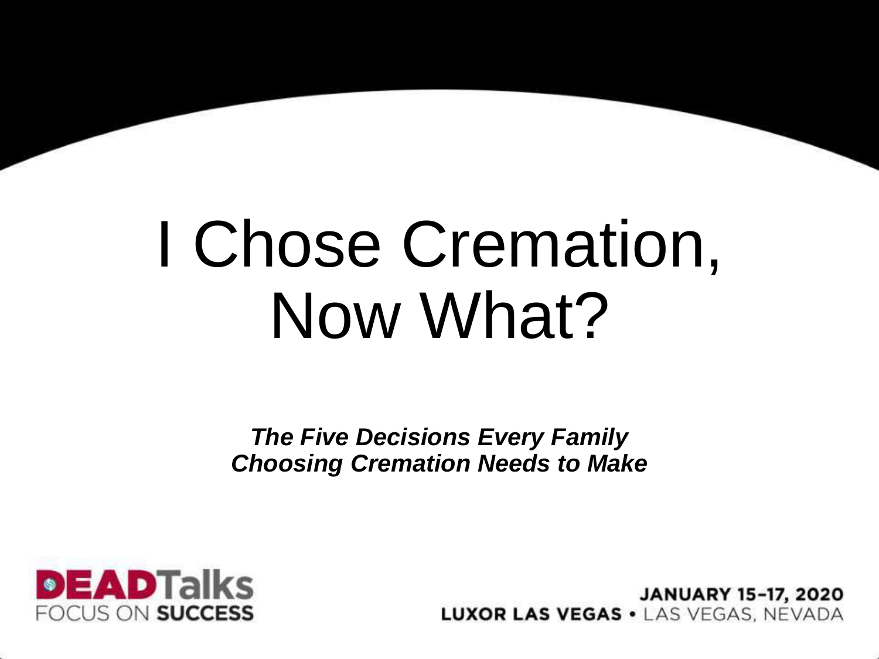# I Chose Cremation, Now What?

***The Five Decisions Every Family Choosing Cremation Needs to Make***

**DEADTalks**
FOCUS ON **SUCCESS**

**JANUARY 15-17, 2020**
**LUXOR LAS VEGAS** • LAS VEGAS, NEVADA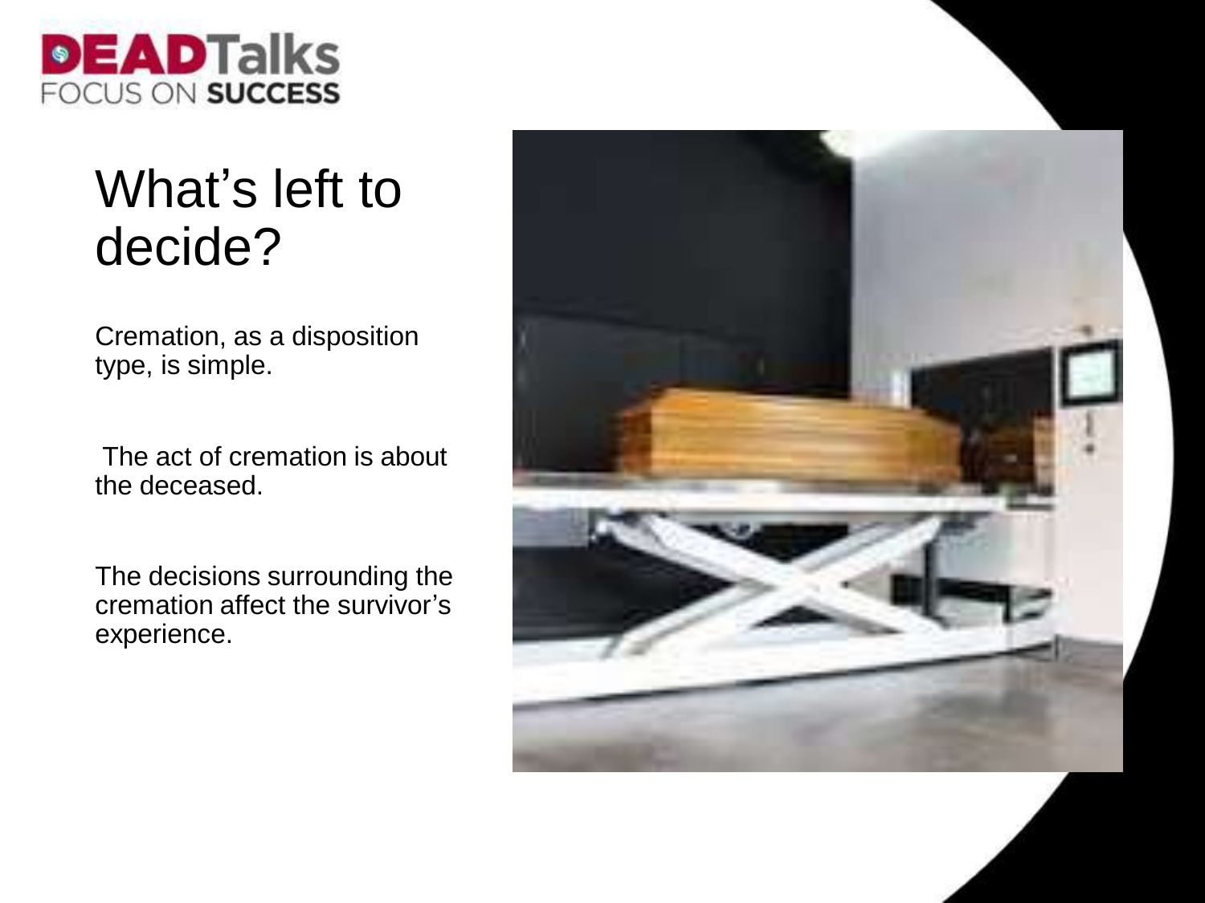# What's left to decide?

Cremation, as a disposition type, is simple.

The act of cremation is about the deceased.

The decisions surrounding the cremation affect the survivor's experience.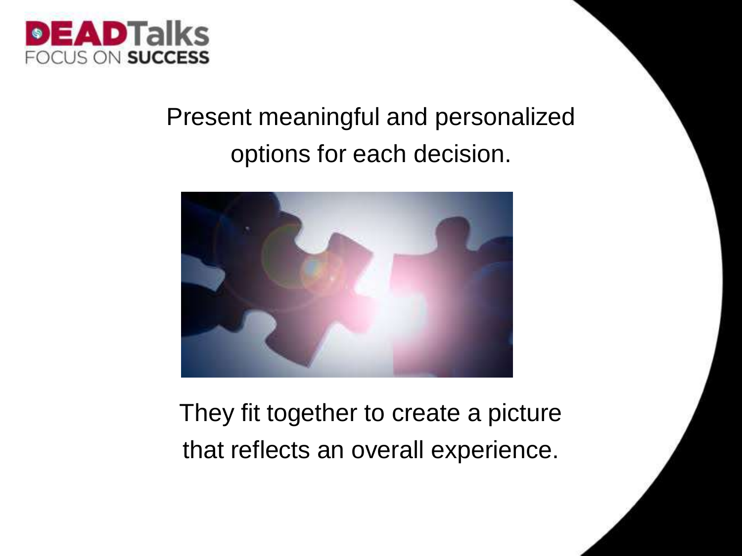Present meaningful and personalized options for each decision.

They fit together to create a picture that reflects an overall experience.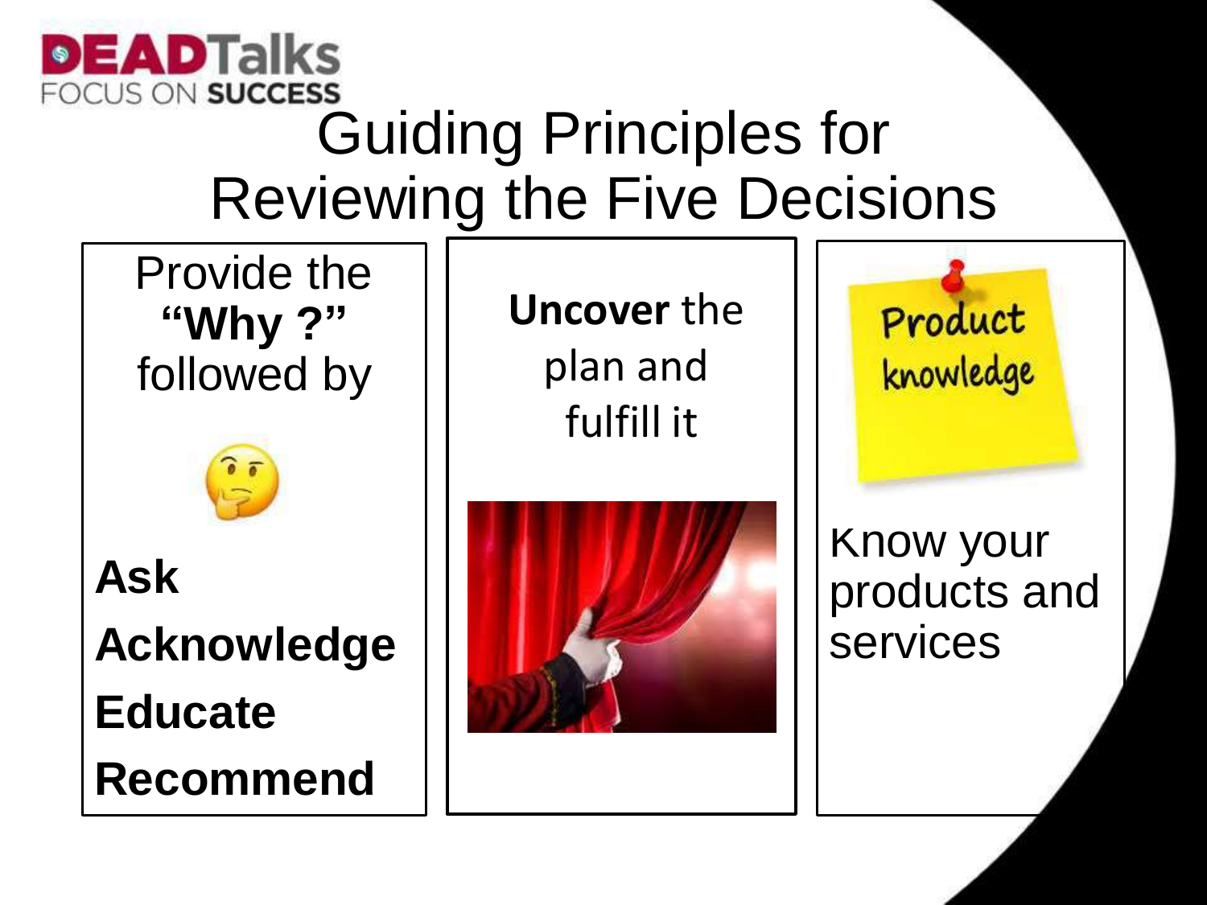# Guiding Principles for Reviewing the Five Decisions

Provide the **"Why ?"** followed by

**Ask**

**Acknowledge**

**Educate**

**Recommend**

**Uncover** the plan and fulfill it

Product knowledge

Know your products and services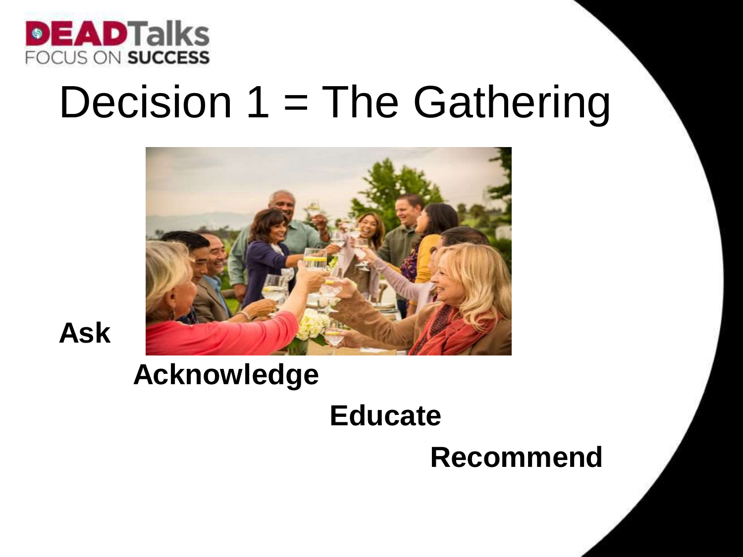# Decision 1 = The Gathering

**Ask**

**Acknowledge**

**Educate**

**Recommend**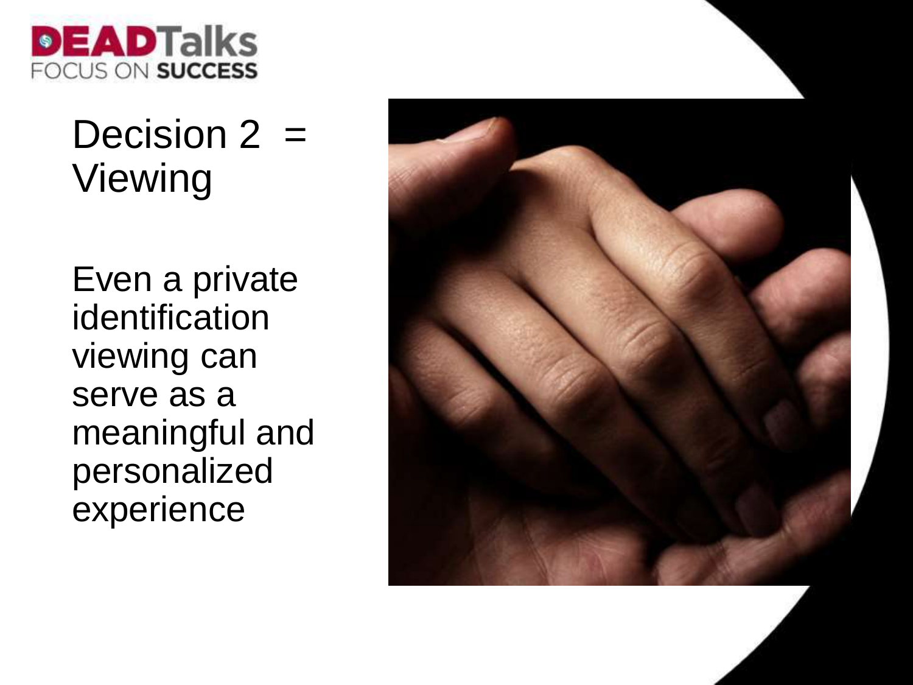# Decision 2 = Viewing

Even a private identification viewing can serve as a meaningful and personalized experience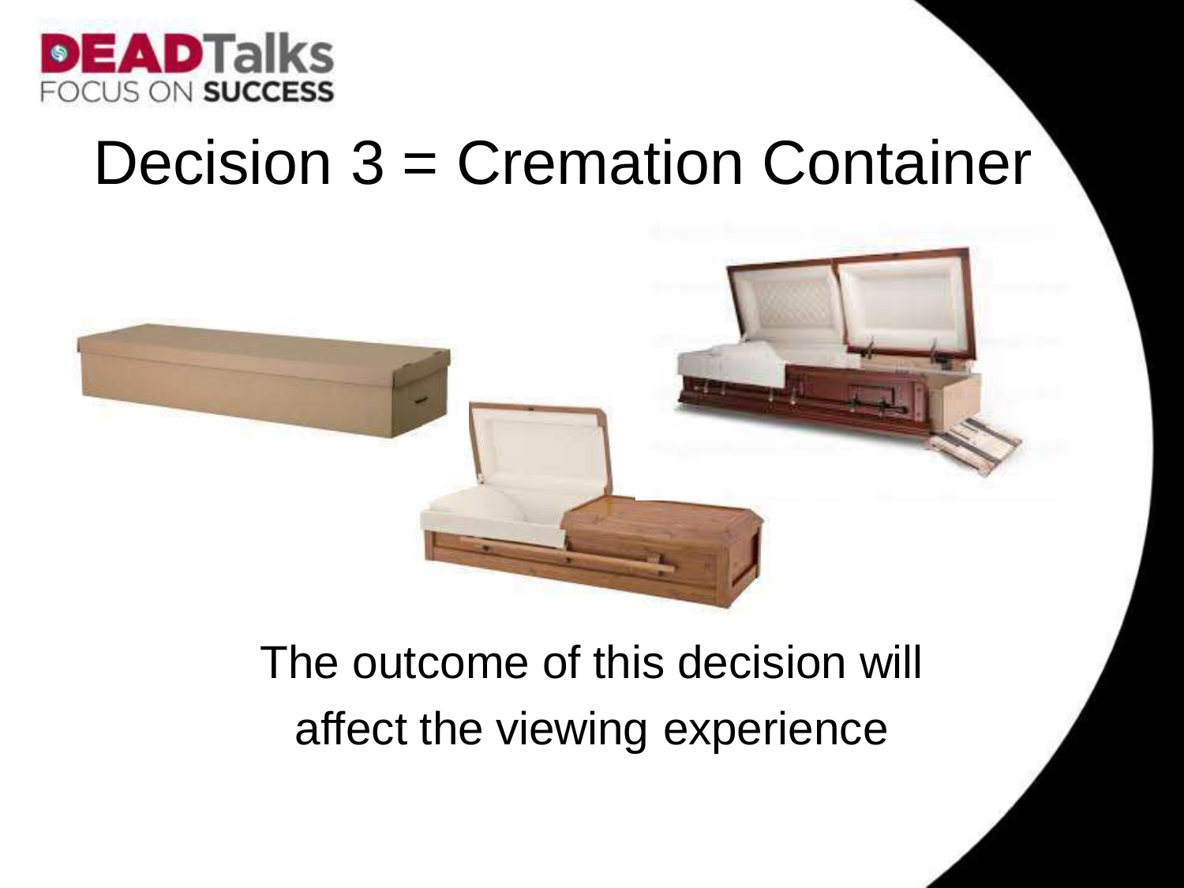# Decision 3 = Cremation Container

The outcome of this decision will affect the viewing experience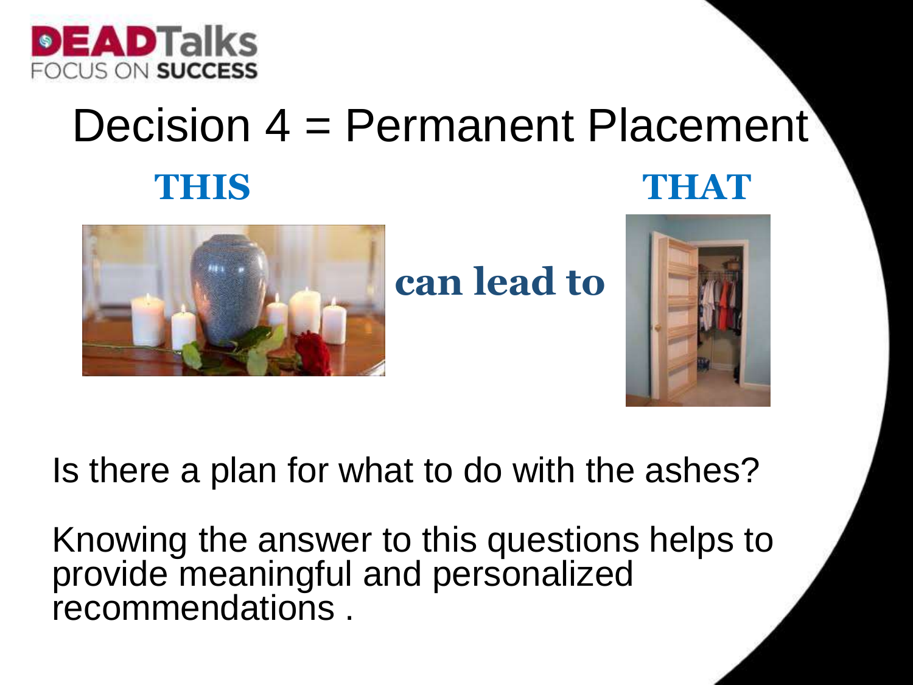# Decision 4 = Permanent Placement

**THIS** **can lead to** **THAT**

Is there a plan for what to do with the ashes?

Knowing the answer to this questions helps to provide meaningful and personalized recommendations .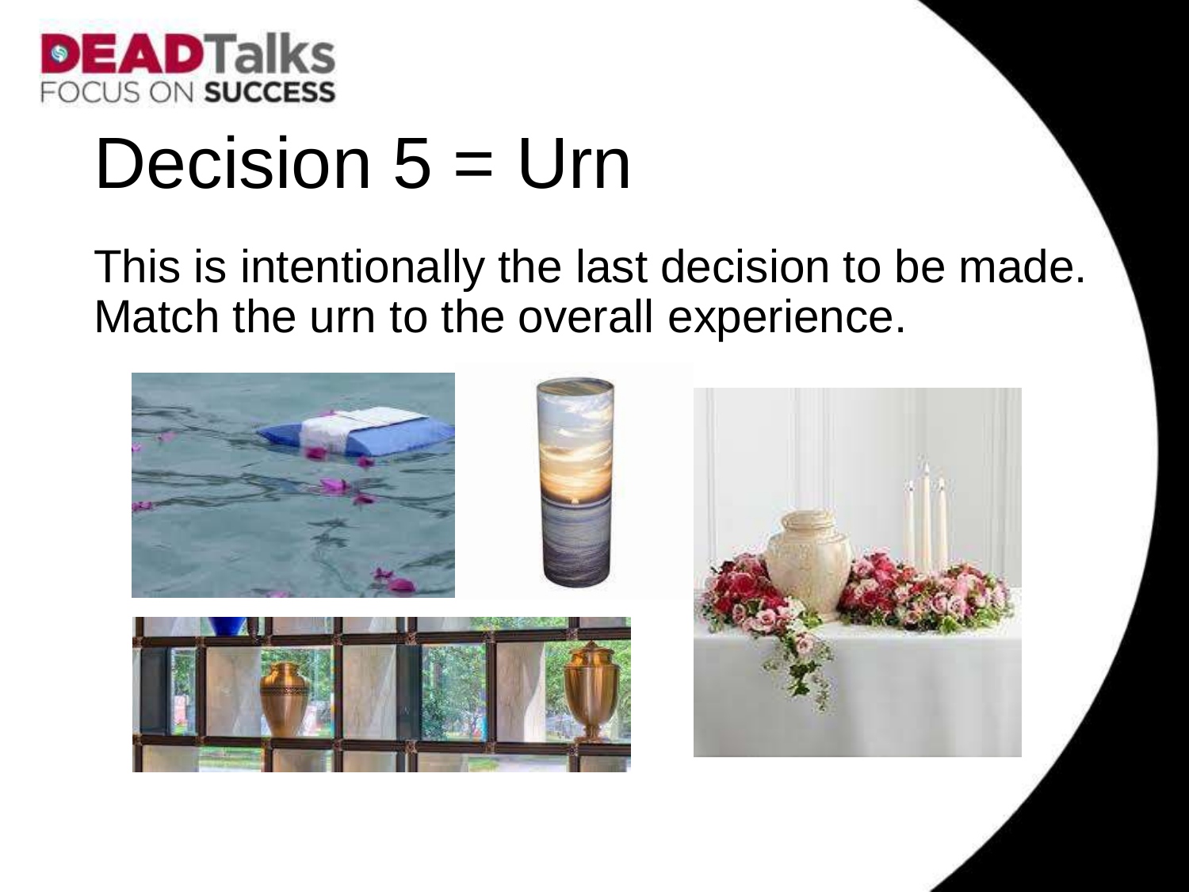# Decision 5 = Urn

This is intentionally the last decision to be made. Match the urn to the overall experience.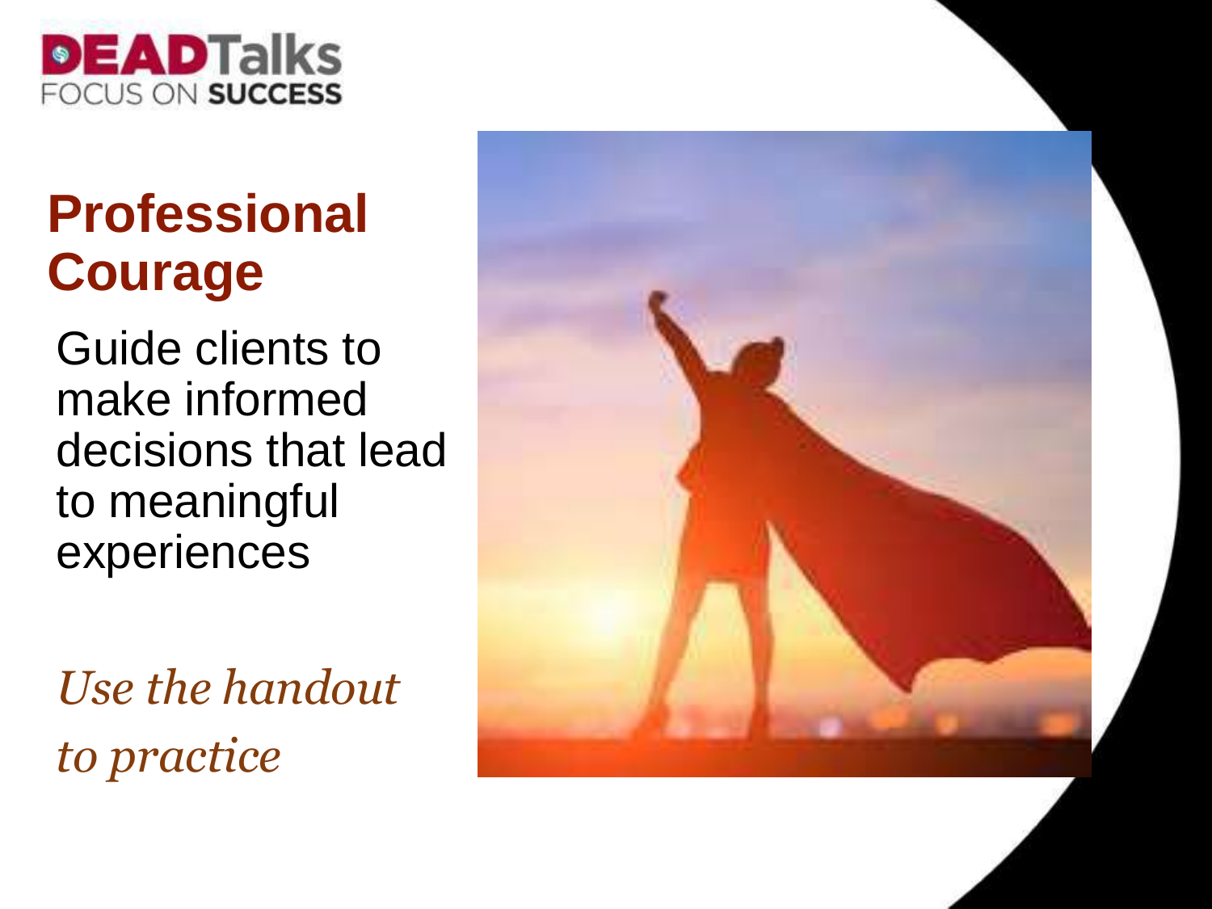DEADTalks
FOCUS ON SUCCESS

# Professional Courage

Guide clients to make informed decisions that lead to meaningful experiences

*Use the handout to practice*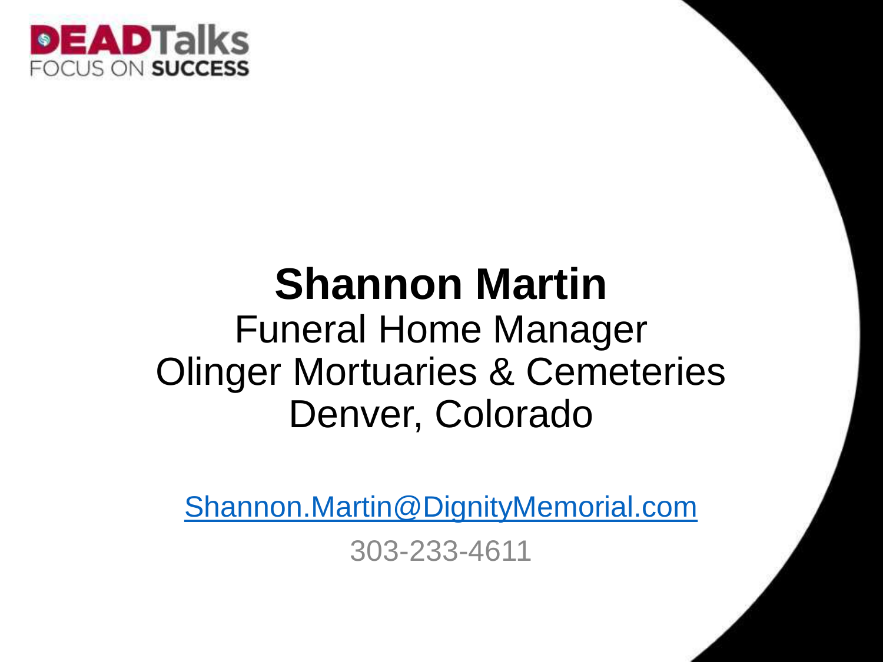**DEAD**Talks
FOCUS ON **SUCCESS**

# Shannon Martin

Funeral Home Manager
Olinger Mortuaries & Cemeteries
Denver, Colorado

Shannon.Martin@DignityMemorial.com

303-233-4611